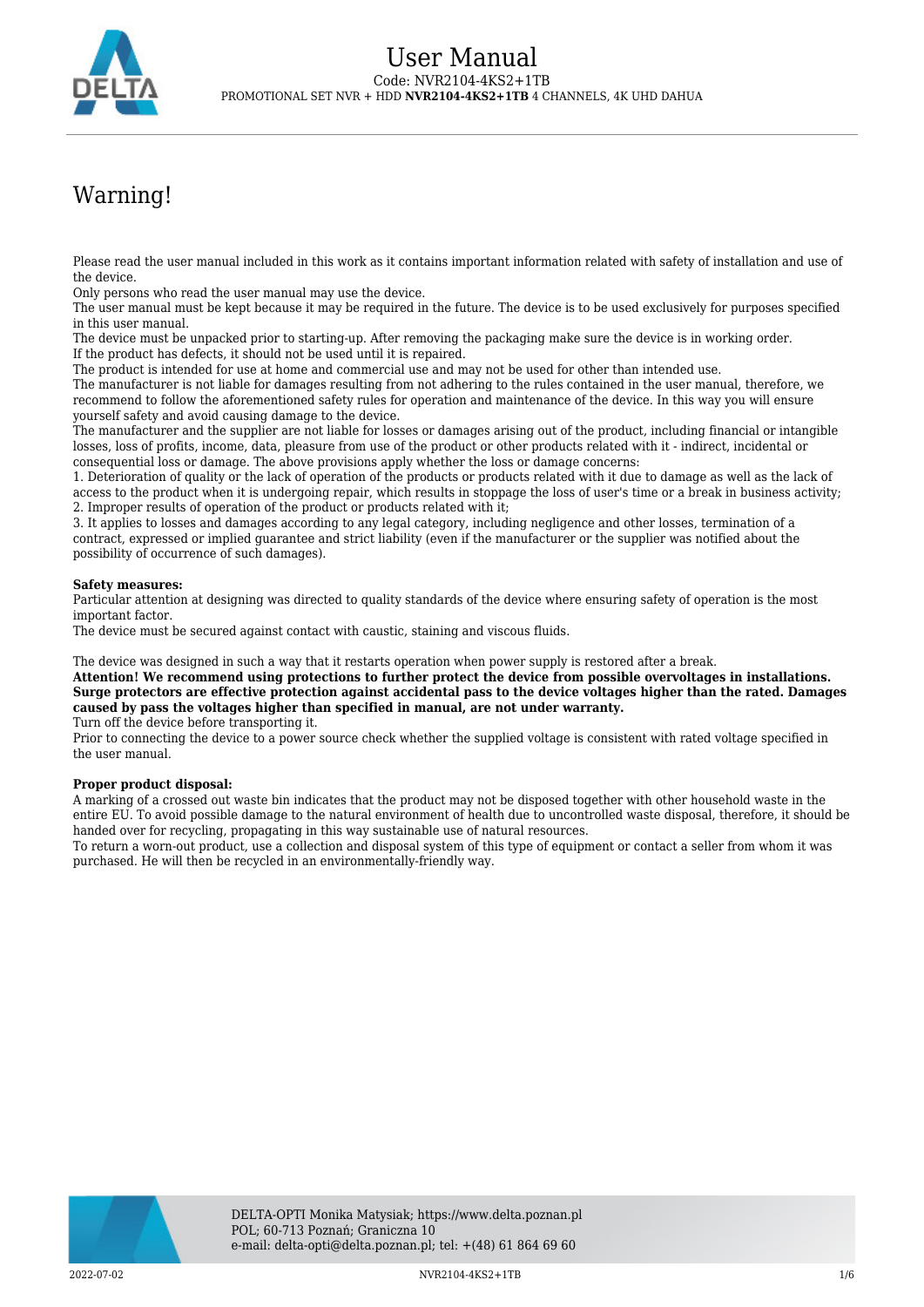# User Manual

Code: NVR2104-4KS2+1TB

PROMOTIONAL SET NVR + HDD **NVR2104-4KS2+1TB** 4 CHANNELS, 4K UHD DAHUA

## Warning!

Please read the user manual included in this work as it contains important information related with safety of installation and use of the device.
Only persons who read the user manual may use the device.
The user manual must be kept because it may be required in the future. The device is to be used exclusively for purposes specified in this user manual.
The device must be unpacked prior to starting-up. After removing the packaging make sure the device is in working order.
If the product has defects, it should not be used until it is repaired.
The product is intended for use at home and commercial use and may not be used for other than intended use.
The manufacturer is not liable for damages resulting from not adhering to the rules contained in the user manual, therefore, we recommend to follow the aforementioned safety rules for operation and maintenance of the device. In this way you will ensure yourself safety and avoid causing damage to the device.
The manufacturer and the supplier are not liable for losses or damages arising out of the product, including financial or intangible losses, loss of profits, income, data, pleasure from use of the product or other products related with it - indirect, incidental or consequential loss or damage. The above provisions apply whether the loss or damage concerns:
1. Deterioration of quality or the lack of operation of the products or products related with it due to damage as well as the lack of access to the product when it is undergoing repair, which results in stoppage the loss of user's time or a break in business activity;
2. Improper results of operation of the product or products related with it;
3. It applies to losses and damages according to any legal category, including negligence and other losses, termination of a contract, expressed or implied guarantee and strict liability (even if the manufacturer or the supplier was notified about the possibility of occurrence of such damages).

**Safety measures:**
Particular attention at designing was directed to quality standards of the device where ensuring safety of operation is the most important factor.
The device must be secured against contact with caustic, staining and viscous fluids.

The device was designed in such a way that it restarts operation when power supply is restored after a break.
**Attention! We recommend using protections to further protect the device from possible overvoltages in installations. Surge protectors are effective protection against accidental pass to the device voltages higher than the rated. Damages caused by pass the voltages higher than specified in manual, are not under warranty.**
Turn off the device before transporting it.
Prior to connecting the device to a power source check whether the supplied voltage is consistent with rated voltage specified in the user manual.

**Proper product disposal:**
A marking of a crossed out waste bin indicates that the product may not be disposed together with other household waste in the entire EU. To avoid possible damage to the natural environment of health due to uncontrolled waste disposal, therefore, it should be handed over for recycling, propagating in this way sustainable use of natural resources.
To return a worn-out product, use a collection and disposal system of this type of equipment or contact a seller from whom it was purchased. He will then be recycled in an environmentally-friendly way.

DELTA-OPTI Monika Matysiak; https://www.delta.poznan.pl
POL; 60-713 Poznań; Graniczna 10
e-mail: delta-opti@delta.poznan.pl; tel: +(48) 61 864 69 60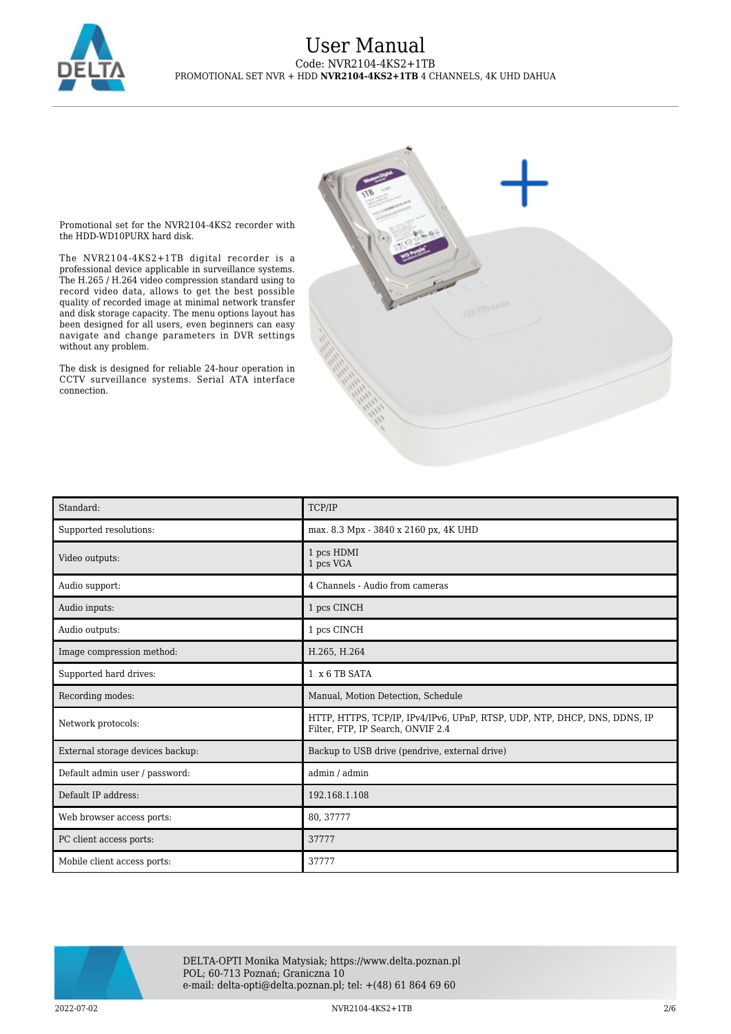Promotional set for the NVR2104-4KS2 recorder with the HDD-WD10PURX hard disk.

The NVR2104-4KS2+1TB digital recorder is a professional device applicable in surveillance systems. The H.265 / H.264 video compression standard using to record video data, allows to get the best possible quality of recorded image at minimal network transfer and disk storage capacity. The menu options layout has been designed for all users, even beginners can easy navigate and change parameters in DVR settings without any problem.

The disk is designed for reliable 24-hour operation in CCTV surveillance systems. Serial ATA interface connection.

| | |
|---|---|
| Standard: | TCP/IP |
| Supported resolutions: | max. 8.3 Mpx - 3840 x 2160 px, 4K UHD |
| Video outputs: | 1 pcs HDMI<br>1 pcs VGA |
| Audio support: | 4 Channels - Audio from cameras |
| Audio inputs: | 1 pcs CINCH |
| Audio outputs: | 1 pcs CINCH |
| Image compression method: | H.265, H.264 |
| Supported hard drives: | 1 x 6 TB SATA |
| Recording modes: | Manual, Motion Detection, Schedule |
| Network protocols: | HTTP, HTTPS, TCP/IP, IPv4/IPv6, UPnP, RTSP, UDP, NTP, DHCP, DNS, DDNS, IP Filter, FTP, IP Search, ONVIF 2.4 |
| External storage devices backup: | Backup to USB drive (pendrive, external drive) |
| Default admin user / password: | admin / admin |
| Default IP address: | 192.168.1.108 |
| Web browser access ports: | 80, 37777 |
| PC client access ports: | 37777 |
| Mobile client access ports: | 37777 |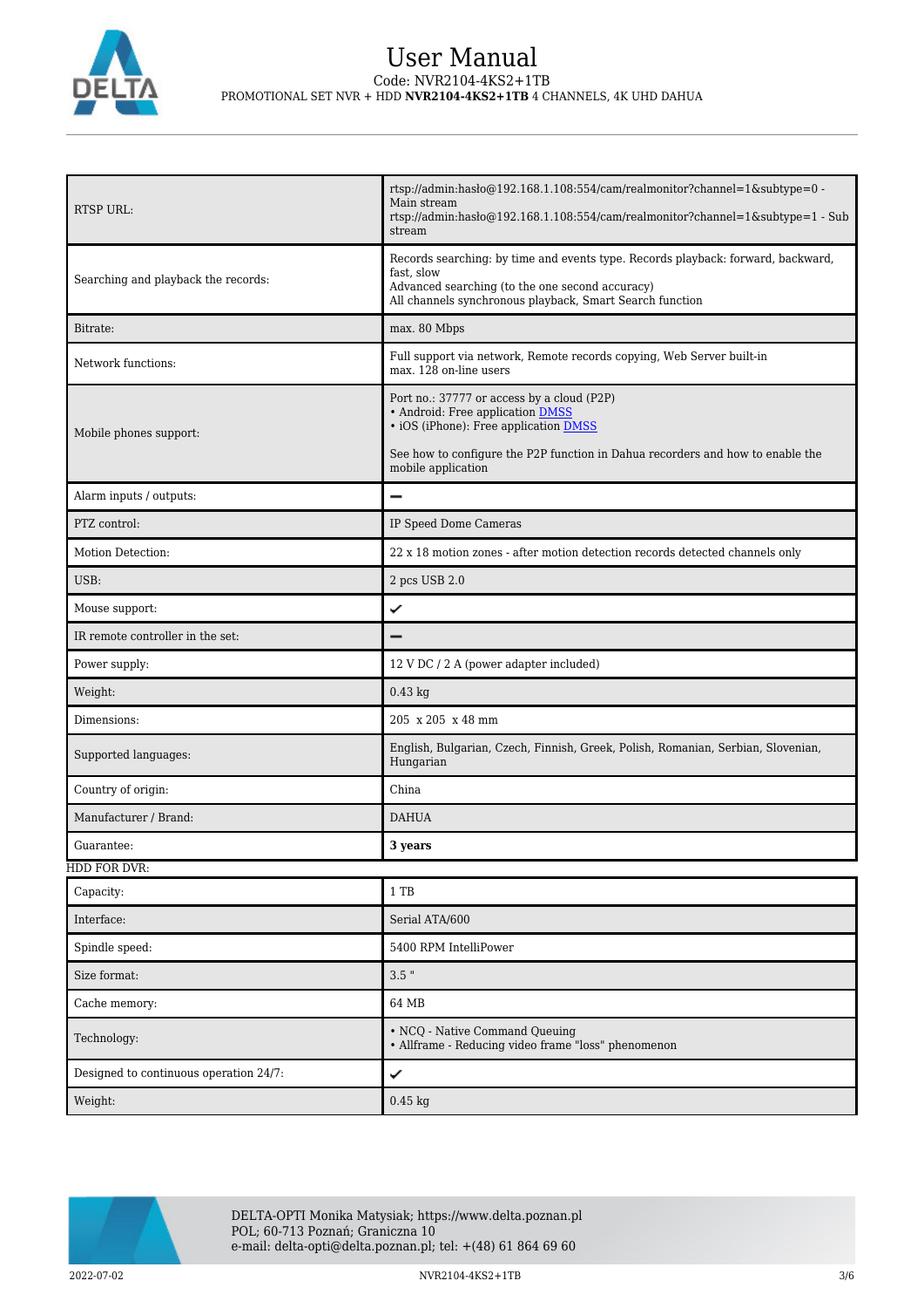| | |
|---|---|
| RTSP URL: | rtsp://admin:hasło@192.168.1.108:554/cam/realmonitor?channel=1&subtype=0 - Main stream<br>rtsp://admin:hasło@192.168.1.108:554/cam/realmonitor?channel=1&subtype=1 - Sub stream |
| Searching and playback the records: | Records searching: by time and events type. Records playback: forward, backward, fast, slow<br>Advanced searching (to the one second accuracy)<br>All channels synchronous playback, Smart Search function |
| Bitrate: | max. 80 Mbps |
| Network functions: | Full support via network, Remote records copying, Web Server built-in<br>max. 128 on-line users |
| Mobile phones support: | Port no.: 37777 or access by a cloud (P2P)<br>• Android: Free application DMSS<br>• iOS (iPhone): Free application DMSS<br><br>See how to configure the P2P function in Dahua recorders and how to enable the mobile application |
| Alarm inputs / outputs: | — |
| PTZ control: | IP Speed Dome Cameras |
| Motion Detection: | 22 x 18 motion zones - after motion detection records detected channels only |
| USB: | 2 pcs USB 2.0 |
| Mouse support: | ✔ |
| IR remote controller in the set: | — |
| Power supply: | 12 V DC / 2 A (power adapter included) |
| Weight: | 0.43 kg |
| Dimensions: | 205 x 205 x 48 mm |
| Supported languages: | English, Bulgarian, Czech, Finnish, Greek, Polish, Romanian, Serbian, Slovenian, Hungarian |
| Country of origin: | China |
| Manufacturer / Brand: | DAHUA |
| Guarantee: | **3 years** |

HDD FOR DVR:

| | |
|---|---|
| Capacity: | 1 TB |
| Interface: | Serial ATA/600 |
| Spindle speed: | 5400 RPM IntelliPower |
| Size format: | 3.5 " |
| Cache memory: | 64 MB |
| Technology: | • NCQ - Native Command Queuing<br>• Allframe - Reducing video frame "loss" phenomenon |
| Designed to continuous operation 24/7: | ✔ |
| Weight: | 0.45 kg |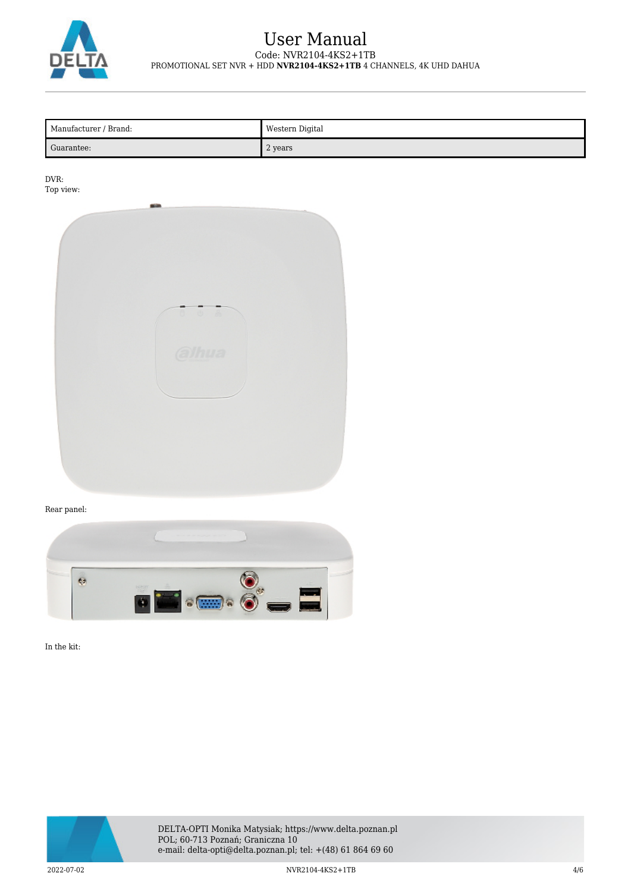| Manufacturer / Brand: | Western Digital |
| --- | --- |
| Guarantee: | 2 years |

DVR:
Top view:

Rear panel:

In the kit: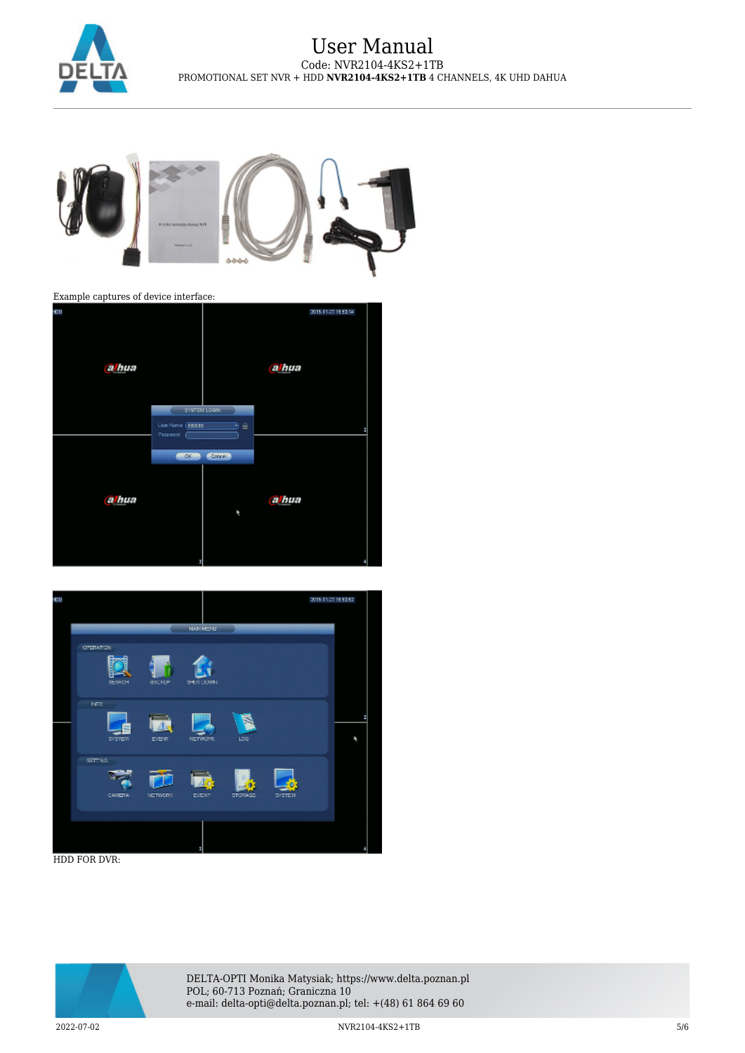Example captures of device interface:

HDD FOR DVR: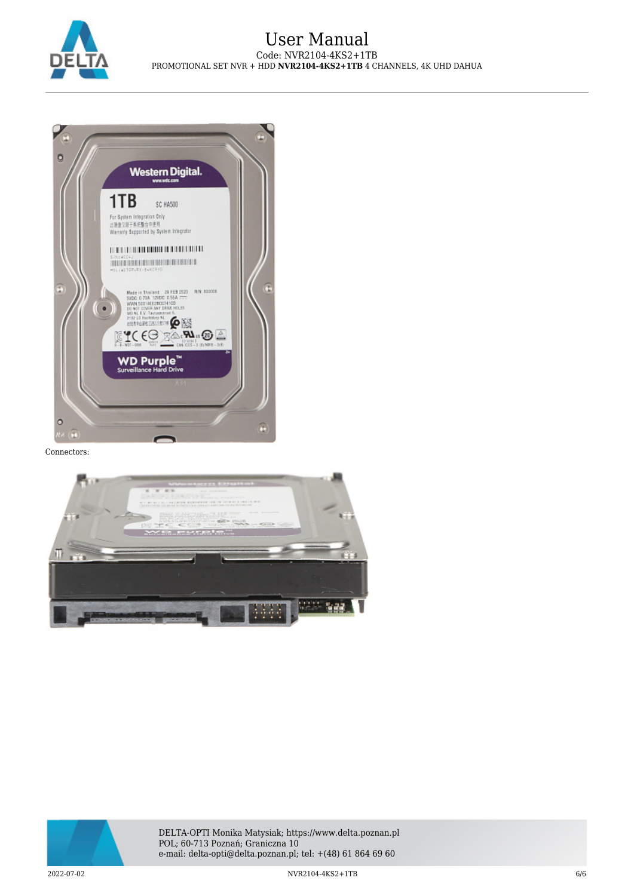Connectors: